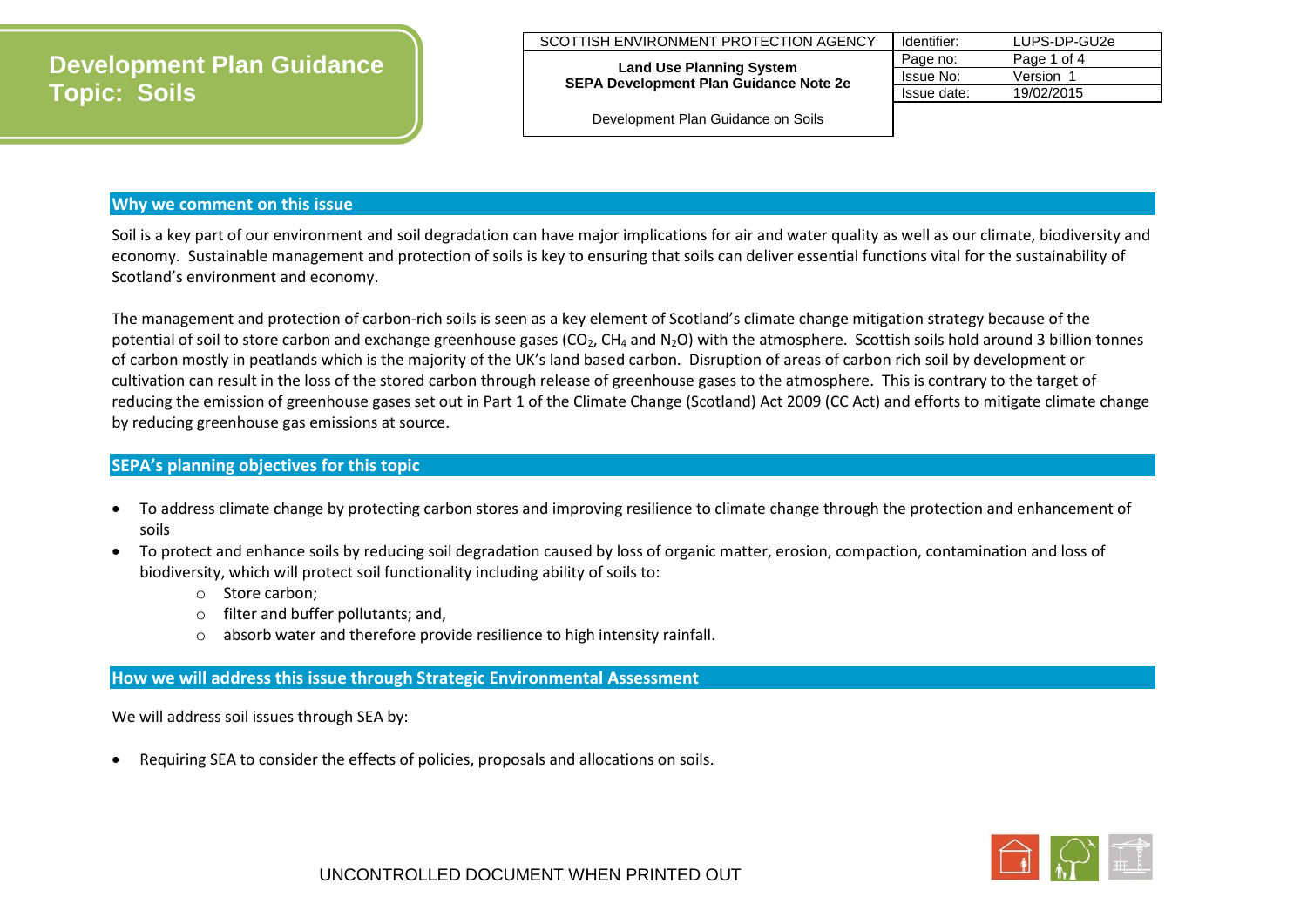# Development Plan Guidance Topic: Soils

| SCOTTISH ENVIRONMENT PROTECTION AGENCY | Identifier: | LUPS-DP-GU2e |
|---|---|---|
| **Land Use Planning System SEPA Development Plan Guidance Note 2e** | Page no: | Page 1 of 4 |
| | Issue No: | Version 1 |
| | Issue date: | 19/02/2015 |
| Development Plan Guidance on Soils | | |

## Why we comment on this issue

Soil is a key part of our environment and soil degradation can have major implications for air and water quality as well as our climate, biodiversity and economy. Sustainable management and protection of soils is key to ensuring that soils can deliver essential functions vital for the sustainability of Scotland's environment and economy.

The management and protection of carbon-rich soils is seen as a key element of Scotland's climate change mitigation strategy because of the potential of soil to store carbon and exchange greenhouse gases ($CO_2$, $CH_4$ and $N_2O$) with the atmosphere. Scottish soils hold around 3 billion tonnes of carbon mostly in peatlands which is the majority of the UK's land based carbon. Disruption of areas of carbon rich soil by development or cultivation can result in the loss of the stored carbon through release of greenhouse gases to the atmosphere. This is contrary to the target of reducing the emission of greenhouse gases set out in Part 1 of the Climate Change (Scotland) Act 2009 (CC Act) and efforts to mitigate climate change by reducing greenhouse gas emissions at source.

## SEPA's planning objectives for this topic

- To address climate change by protecting carbon stores and improving resilience to climate change through the protection and enhancement of soils
- To protect and enhance soils by reducing soil degradation caused by loss of organic matter, erosion, compaction, contamination and loss of biodiversity, which will protect soil functionality including ability of soils to:
  - Store carbon;
  - filter and buffer pollutants; and,
  - absorb water and therefore provide resilience to high intensity rainfall.

## How we will address this issue through Strategic Environmental Assessment

We will address soil issues through SEA by:

- Requiring SEA to consider the effects of policies, proposals and allocations on soils.

UNCONTROLLED DOCUMENT WHEN PRINTED OUT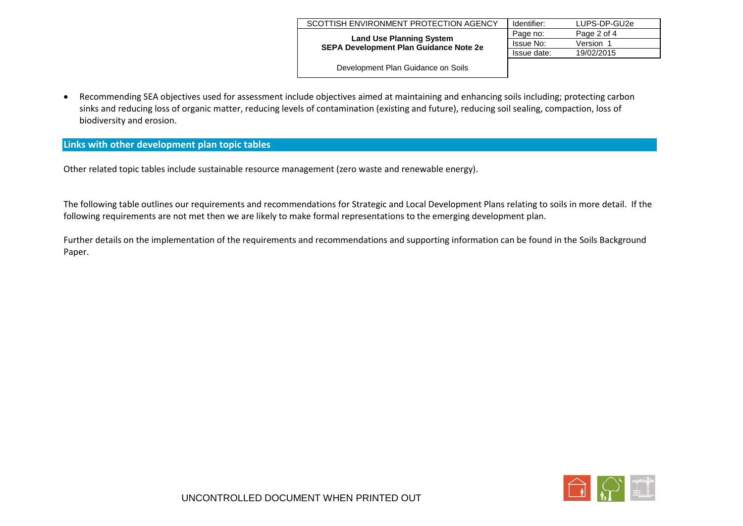- Recommending SEA objectives used for assessment include objectives aimed at maintaining and enhancing soils including; protecting carbon sinks and reducing loss of organic matter, reducing levels of contamination (existing and future), reducing soil sealing, compaction, loss of biodiversity and erosion.

## Links with other development plan topic tables

Other related topic tables include sustainable resource management (zero waste and renewable energy).

The following table outlines our requirements and recommendations for Strategic and Local Development Plans relating to soils in more detail. If the following requirements are not met then we are likely to make formal representations to the emerging development plan.

Further details on the implementation of the requirements and recommendations and supporting information can be found in the Soils Background Paper.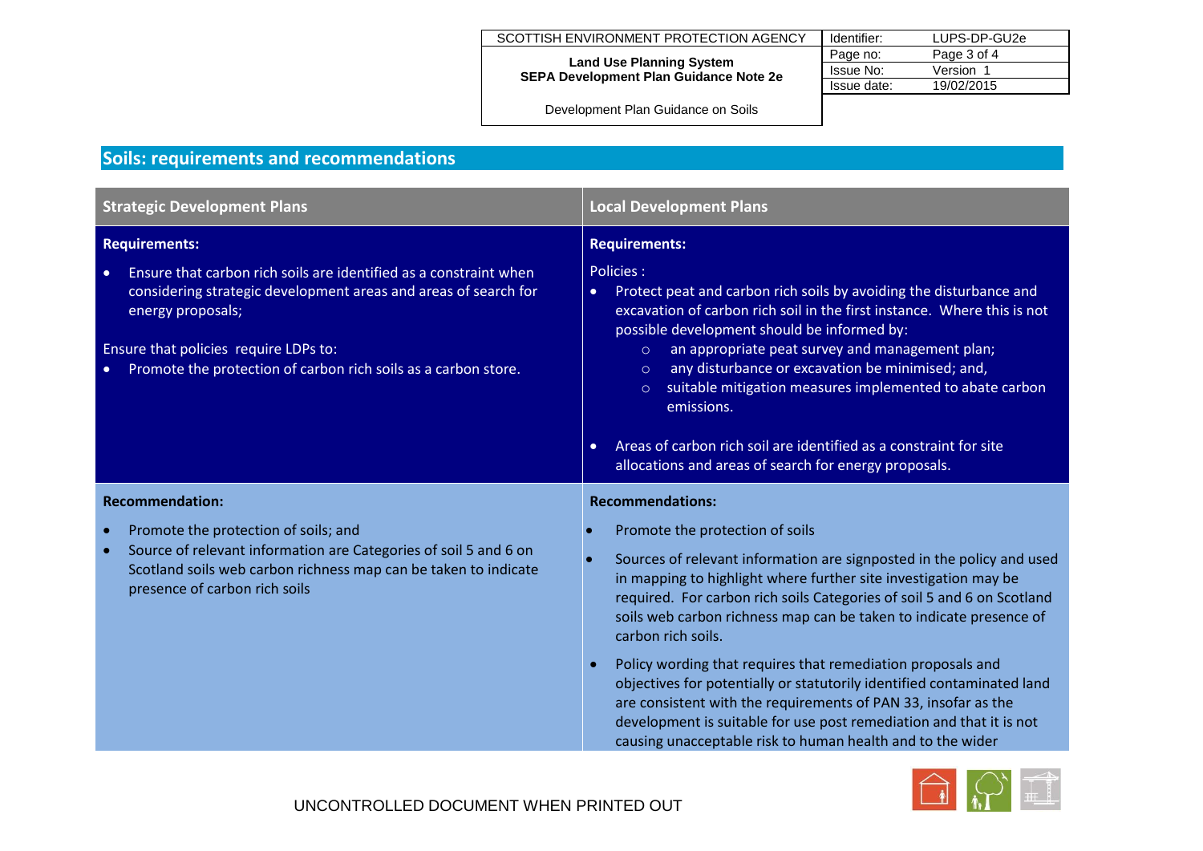## Soils: requirements and recommendations

| Strategic Development Plans | Local Development Plans |
|---|---|
| **Requirements:**<br>• Ensure that carbon rich soils are identified as a constraint when considering strategic development areas and areas of search for energy proposals;<br><br>Ensure that policies require LDPs to:<br>• Promote the protection of carbon rich soils as a carbon store. | **Requirements:**<br>Policies :<br>• Protect peat and carbon rich soils by avoiding the disturbance and excavation of carbon rich soil in the first instance. Where this is not possible development should be informed by:<br>  ○ an appropriate peat survey and management plan;<br>  ○ any disturbance or excavation be minimised; and,<br>  ○ suitable mitigation measures implemented to abate carbon emissions.<br><br>• Areas of carbon rich soil are identified as a constraint for site allocations and areas of search for energy proposals. |
| **Recommendation:**<br>• Promote the protection of soils; and<br>• Source of relevant information are Categories of soil 5 and 6 on Scotland soils web carbon richness map can be taken to indicate presence of carbon rich soils | **Recommendations:**<br>• Promote the protection of soils<br>• Sources of relevant information are signposted in the policy and used in mapping to highlight where further site investigation may be required. For carbon rich soils Categories of soil 5 and 6 on Scotland soils web carbon richness map can be taken to indicate presence of carbon rich soils.<br>• Policy wording that requires that remediation proposals and objectives for potentially or statutorily identified contaminated land are consistent with the requirements of PAN 33, insofar as the development is suitable for use post remediation and that it is not causing unacceptable risk to human health and to the wider |

UNCONTROLLED DOCUMENT WHEN PRINTED OUT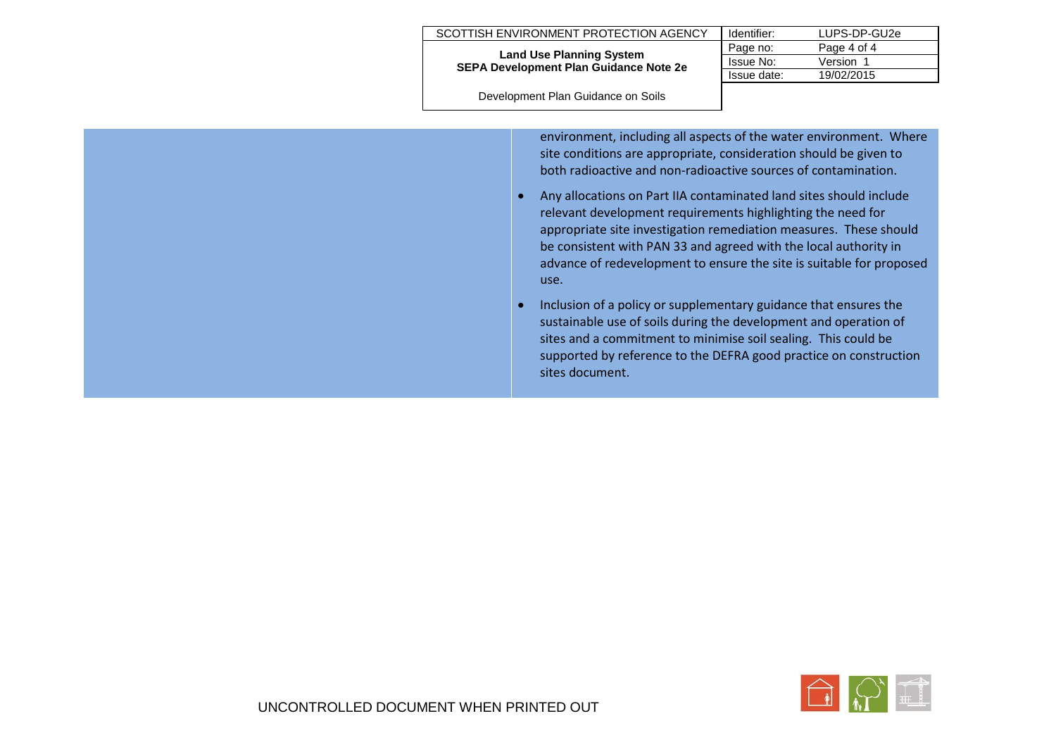| | |
|---|---|
| | environment, including all aspects of the water environment. Where site conditions are appropriate, consideration should be given to both radioactive and non-radioactive sources of contamination.<br><br>• Any allocations on Part IIA contaminated land sites should include relevant development requirements highlighting the need for appropriate site investigation remediation measures. These should be consistent with PAN 33 and agreed with the local authority in advance of redevelopment to ensure the site is suitable for proposed use.<br><br>• Inclusion of a policy or supplementary guidance that ensures the sustainable use of soils during the development and operation of sites and a commitment to minimise soil sealing. This could be supported by reference to the DEFRA good practice on construction sites document. |